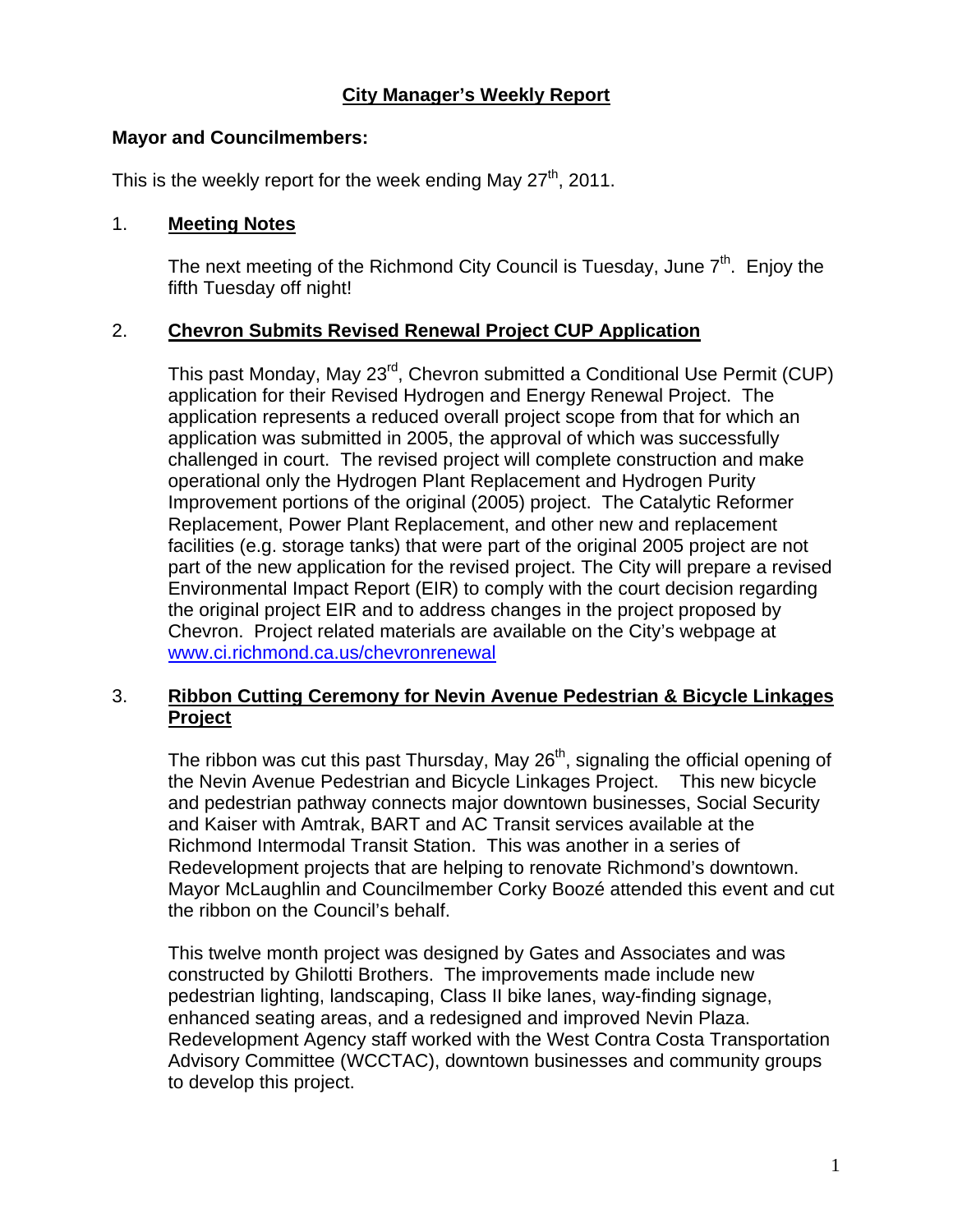# City Manager's Weekly Report

**Mayor and Councilmembers:**

This is the weekly report for the week ending May 27th, 2011.

## 1. Meeting Notes

The next meeting of the Richmond City Council is Tuesday, June 7th. Enjoy the fifth Tuesday off night!

## 2. Chevron Submits Revised Renewal Project CUP Application

This past Monday, May 23rd, Chevron submitted a Conditional Use Permit (CUP) application for their Revised Hydrogen and Energy Renewal Project. The application represents a reduced overall project scope from that for which an application was submitted in 2005, the approval of which was successfully challenged in court. The revised project will complete construction and make operational only the Hydrogen Plant Replacement and Hydrogen Purity Improvement portions of the original (2005) project. The Catalytic Reformer Replacement, Power Plant Replacement, and other new and replacement facilities (e.g. storage tanks) that were part of the original 2005 project are not part of the new application for the revised project. The City will prepare a revised Environmental Impact Report (EIR) to comply with the court decision regarding the original project EIR and to address changes in the project proposed by Chevron. Project related materials are available on the City's webpage at www.ci.richmond.ca.us/chevronrenewal

## 3. Ribbon Cutting Ceremony for Nevin Avenue Pedestrian & Bicycle Linkages Project

The ribbon was cut this past Thursday, May 26th, signaling the official opening of the Nevin Avenue Pedestrian and Bicycle Linkages Project. This new bicycle and pedestrian pathway connects major downtown businesses, Social Security and Kaiser with Amtrak, BART and AC Transit services available at the Richmond Intermodal Transit Station. This was another in a series of Redevelopment projects that are helping to renovate Richmond's downtown. Mayor McLaughlin and Councilmember Corky Boozé attended this event and cut the ribbon on the Council's behalf.

This twelve month project was designed by Gates and Associates and was constructed by Ghilotti Brothers. The improvements made include new pedestrian lighting, landscaping, Class II bike lanes, way-finding signage, enhanced seating areas, and a redesigned and improved Nevin Plaza. Redevelopment Agency staff worked with the West Contra Costa Transportation Advisory Committee (WCCTAC), downtown businesses and community groups to develop this project.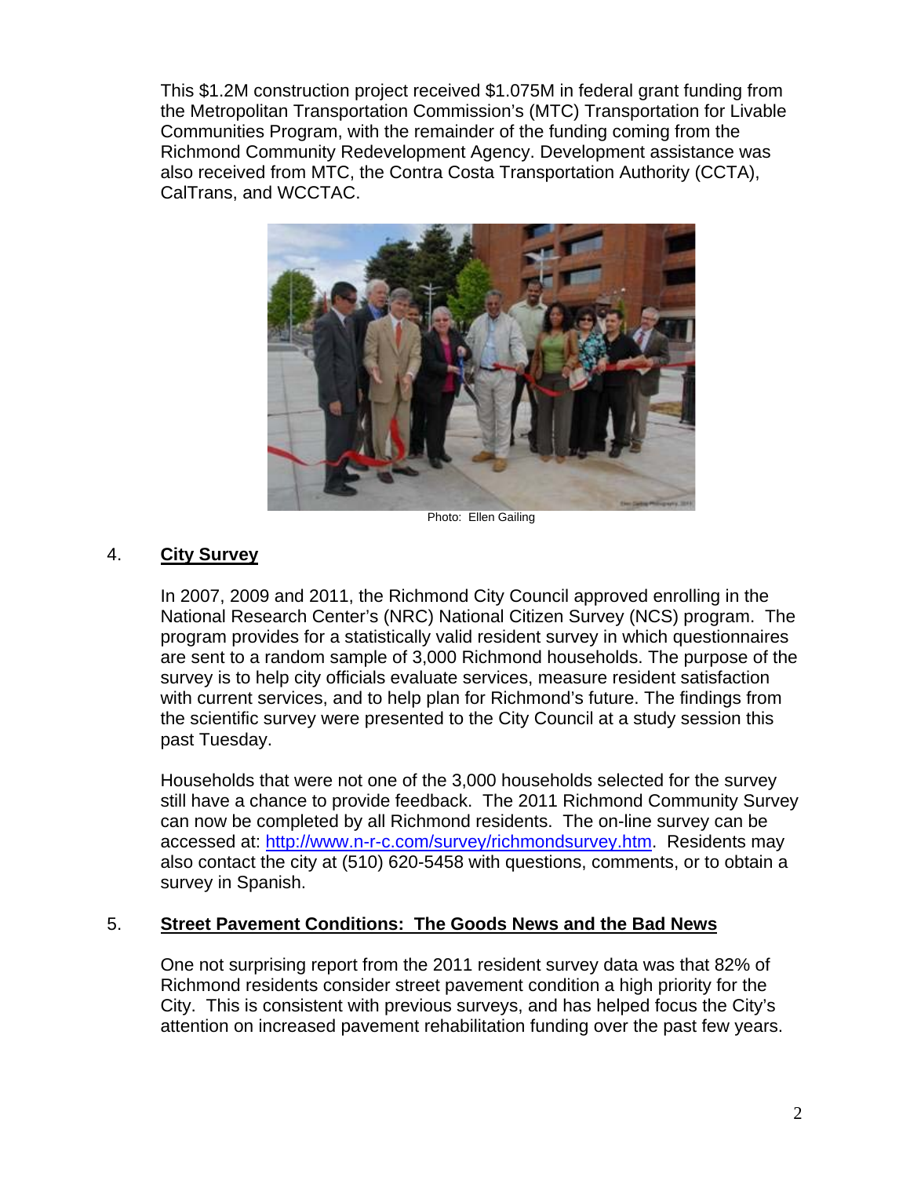This $1.2M construction project received $1.075M in federal grant funding from the Metropolitan Transportation Commission's (MTC) Transportation for Livable Communities Program, with the remainder of the funding coming from the Richmond Community Redevelopment Agency. Development assistance was also received from MTC, the Contra Costa Transportation Authority (CCTA), CalTrans, and WCCTAC.

Photo: Ellen Gailing

## 4. City Survey

In 2007, 2009 and 2011, the Richmond City Council approved enrolling in the National Research Center's (NRC) National Citizen Survey (NCS) program. The program provides for a statistically valid resident survey in which questionnaires are sent to a random sample of 3,000 Richmond households. The purpose of the survey is to help city officials evaluate services, measure resident satisfaction with current services, and to help plan for Richmond's future. The findings from the scientific survey were presented to the City Council at a study session this past Tuesday.

Households that were not one of the 3,000 households selected for the survey still have a chance to provide feedback. The 2011 Richmond Community Survey can now be completed by all Richmond residents. The on-line survey can be accessed at: http://www.n-r-c.com/survey/richmondsurvey.htm. Residents may also contact the city at (510) 620-5458 with questions, comments, or to obtain a survey in Spanish.

## 5. Street Pavement Conditions: The Goods News and the Bad News

One not surprising report from the 2011 resident survey data was that 82% of Richmond residents consider street pavement condition a high priority for the City. This is consistent with previous surveys, and has helped focus the City's attention on increased pavement rehabilitation funding over the past few years.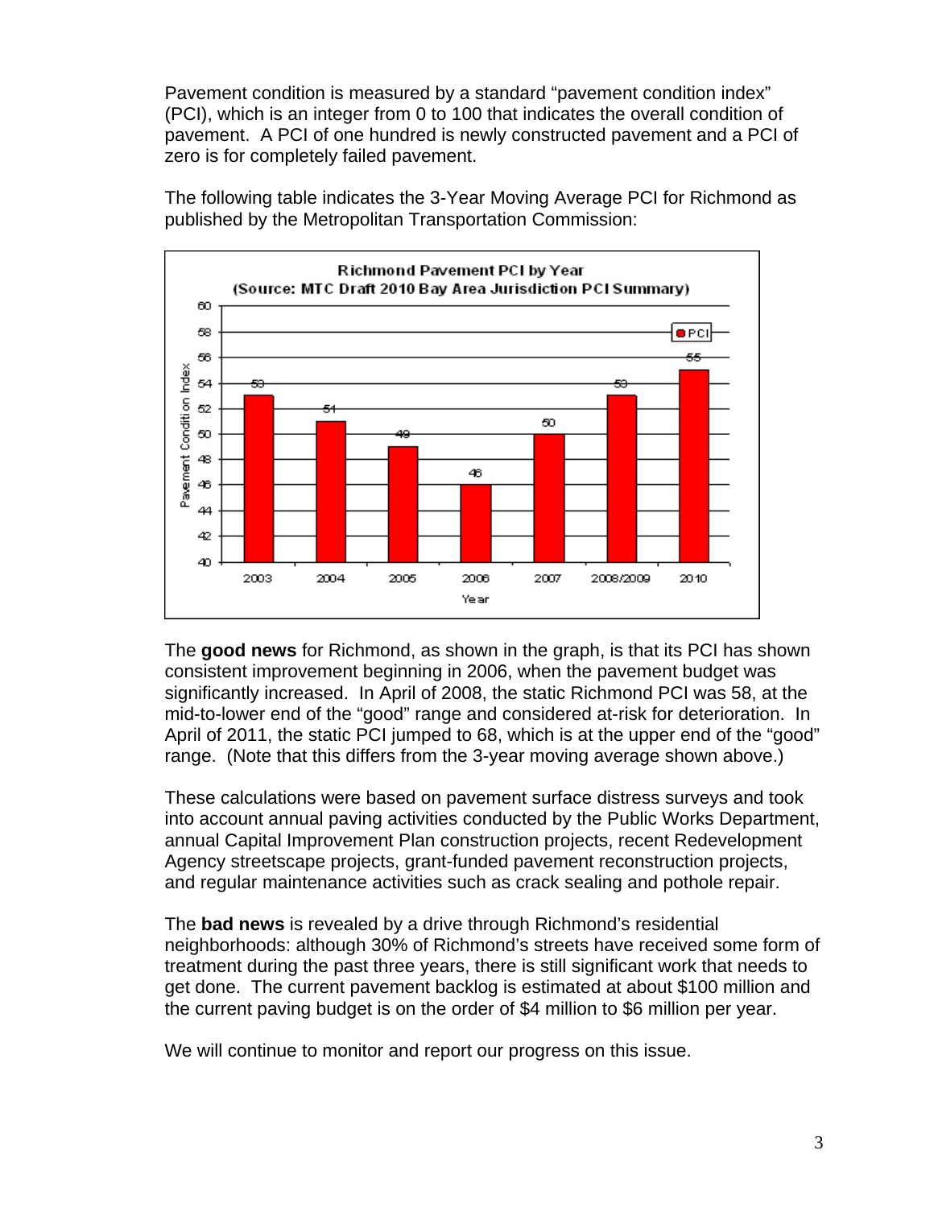Pavement condition is measured by a standard "pavement condition index" (PCI), which is an integer from 0 to 100 that indicates the overall condition of pavement. A PCI of one hundred is newly constructed pavement and a PCI of zero is for completely failed pavement.

The following table indicates the 3-Year Moving Average PCI for Richmond as published by the Metropolitan Transportation Commission:

**Richmond Pavement PCI by Year**
**(Source: MTC Draft 2010 Bay Area Jurisdiction PCI Summary)**

| Year | PCI |
|---|---|
| 2003 | 53 |
| 2004 | 51 |
| 2005 | 49 |
| 2006 | 46 |
| 2007 | 50 |
| 2008/2009 | 53 |
| 2010 | 55 |

The **good news** for Richmond, as shown in the graph, is that its PCI has shown consistent improvement beginning in 2006, when the pavement budget was significantly increased. In April of 2008, the static Richmond PCI was 58, at the mid-to-lower end of the "good" range and considered at-risk for deterioration. In April of 2011, the static PCI jumped to 68, which is at the upper end of the "good" range. (Note that this differs from the 3-year moving average shown above.)

These calculations were based on pavement surface distress surveys and took into account annual paving activities conducted by the Public Works Department, annual Capital Improvement Plan construction projects, recent Redevelopment Agency streetscape projects, grant-funded pavement reconstruction projects, and regular maintenance activities such as crack sealing and pothole repair.

The **bad news** is revealed by a drive through Richmond's residential neighborhoods: although 30% of Richmond's streets have received some form of treatment during the past three years, there is still significant work that needs to get done. The current pavement backlog is estimated at about $100 million and the current paving budget is on the order of $4 million to $6 million per year.

We will continue to monitor and report our progress on this issue.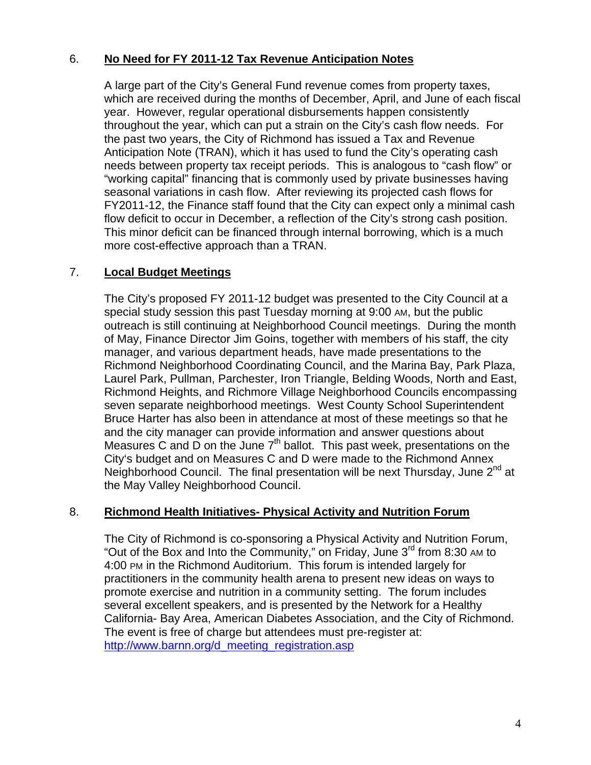6. **No Need for FY 2011-12 Tax Revenue Anticipation Notes**

A large part of the City's General Fund revenue comes from property taxes, which are received during the months of December, April, and June of each fiscal year. However, regular operational disbursements happen consistently throughout the year, which can put a strain on the City's cash flow needs. For the past two years, the City of Richmond has issued a Tax and Revenue Anticipation Note (TRAN), which it has used to fund the City's operating cash needs between property tax receipt periods. This is analogous to "cash flow" or "working capital" financing that is commonly used by private businesses having seasonal variations in cash flow. After reviewing its projected cash flows for FY2011-12, the Finance staff found that the City can expect only a minimal cash flow deficit to occur in December, a reflection of the City's strong cash position. This minor deficit can be financed through internal borrowing, which is a much more cost-effective approach than a TRAN.

7. **Local Budget Meetings**

The City's proposed FY 2011-12 budget was presented to the City Council at a special study session this past Tuesday morning at 9:00 AM, but the public outreach is still continuing at Neighborhood Council meetings. During the month of May, Finance Director Jim Goins, together with members of his staff, the city manager, and various department heads, have made presentations to the Richmond Neighborhood Coordinating Council, and the Marina Bay, Park Plaza, Laurel Park, Pullman, Parchester, Iron Triangle, Belding Woods, North and East, Richmond Heights, and Richmore Village Neighborhood Councils encompassing seven separate neighborhood meetings. West County School Superintendent Bruce Harter has also been in attendance at most of these meetings so that he and the city manager can provide information and answer questions about Measures C and D on the June 7th ballot. This past week, presentations on the City's budget and on Measures C and D were made to the Richmond Annex Neighborhood Council. The final presentation will be next Thursday, June 2nd at the May Valley Neighborhood Council.

8. **Richmond Health Initiatives- Physical Activity and Nutrition Forum**

The City of Richmond is co-sponsoring a Physical Activity and Nutrition Forum, "Out of the Box and Into the Community," on Friday, June 3rd from 8:30 AM to 4:00 PM in the Richmond Auditorium. This forum is intended largely for practitioners in the community health arena to present new ideas on ways to promote exercise and nutrition in a community setting. The forum includes several excellent speakers, and is presented by the Network for a Healthy California- Bay Area, American Diabetes Association, and the City of Richmond. The event is free of charge but attendees must pre-register at: http://www.barnn.org/d_meeting_registration.asp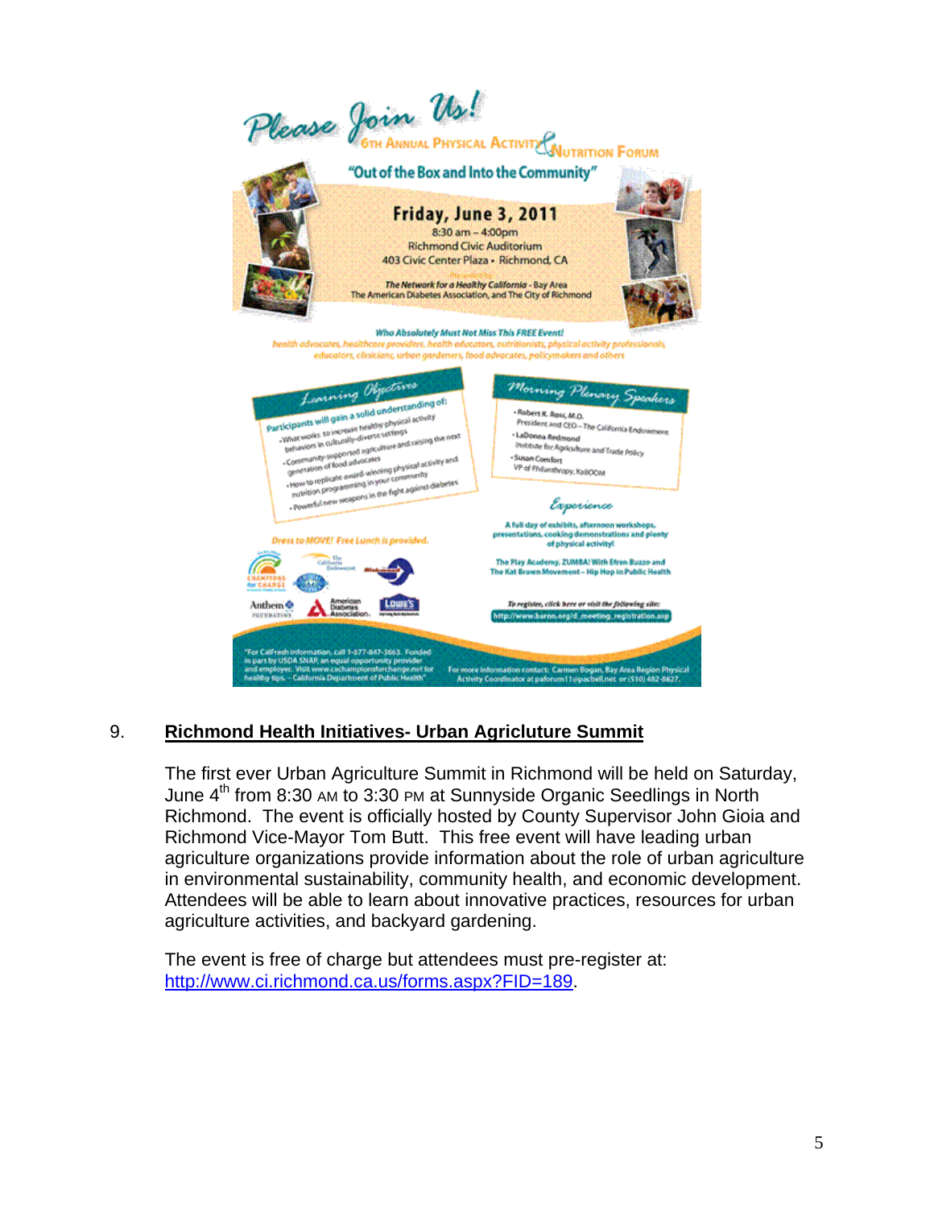Please Join Us!

6TH ANNUAL PHYSICAL ACTIVITY & NUTRITION FORUM

"Out of the Box and Into the Community"

**Friday, June 3, 2011**

8:30 am – 4:00pm
Richmond Civic Auditorium
403 Civic Center Plaza • Richmond, CA

Presented by
*The Network for a Healthy California - Bay Area*
The American Diabetes Association, and The City of Richmond

**Who Absolutely Must Not Miss This FREE Event!**
health advocates, healthcare providers, health educators, nutritionists, physical activity professionals, educators, clinicians, urban gardeners, food advocates, policymakers and others

**Learning Objectives**

Participants will gain a solid understanding of:
- What works to increase healthy physical activity behaviors in culturally-diverse settings
- Community-supported agriculture and raising the next generation of food advocates
- How to replicate award-winning physical activity and nutrition programming in your community
- Powerful new weapons in the fight against diabetes

**Morning Plenary Speakers**
- Robert K. Ross, M.D.
  President and CEO – The California Endowment
- LaDonna Redmond
  Institute for Agriculture and Trade Policy
- Susan Comfort
  VP of Philanthropy, KaBOOM

**Experience**

A full day of exhibits, afternoon workshops, presentations, cooking demonstrations and plenty of physical activity!

The Play Academy, ZUMBA! With Efren Buzzo and The Kat Brown Movement – Hip Hop in Public Health

Dress to MOVE! Free Lunch is provided.

To register, click here or visit the following site:
http://www.barnn.org/d_meeting_registration.asp

"For CalFresh information, call 1-877-847-3663. Funded in part by USDA SNAP, an equal opportunity provider and employer. Visit www.cachampionsforchange.net for healthy tips. – California Department of Public Health"

For more information contact: Carmen Bogan, Bay Area Region Physical Activity Coordinator at paforum11@pacbell.net or (510) 482-8827.

9. **Richmond Health Initiatives- Urban Agricluture Summit**

The first ever Urban Agriculture Summit in Richmond will be held on Saturday, June 4th from 8:30 AM to 3:30 PM at Sunnyside Organic Seedlings in North Richmond. The event is officially hosted by County Supervisor John Gioia and Richmond Vice-Mayor Tom Butt. This free event will have leading urban agriculture organizations provide information about the role of urban agriculture in environmental sustainability, community health, and economic development. Attendees will be able to learn about innovative practices, resources for urban agriculture activities, and backyard gardening.

The event is free of charge but attendees must pre-register at: http://www.ci.richmond.ca.us/forms.aspx?FID=189.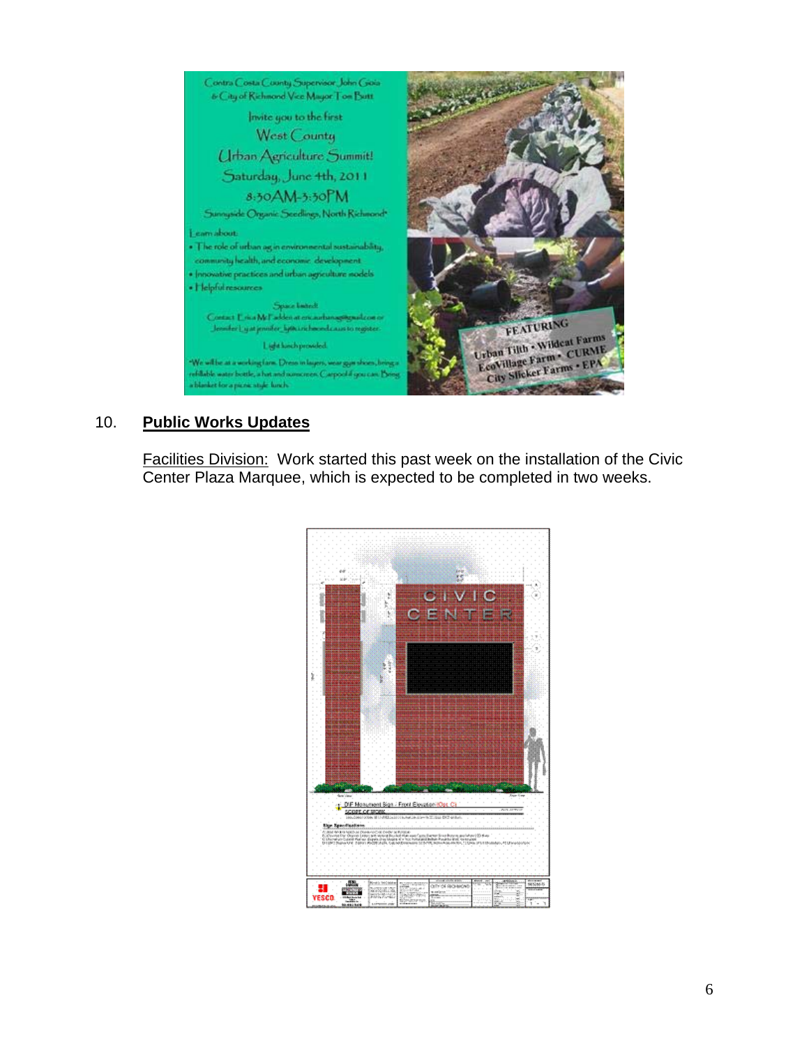Contra Costa County Supervisor John Gioia
& City of Richmond Vice Mayor Tom Butt

Invite you to the first
West County
Urban Agriculture Summit!
Saturday, June 4th, 2011
8:30AM-3:30PM
Sunnyside Organic Seedlings, North Richmond*

Learn about:

- The role of urban ag in environmental sustainability, community health, and economic development
- Innovative practices and urban agriculture models
- Helpful resources

Space limited!
Contact Erica McFadden at ericaurbanag@gmail.com or Jennifer Ly at jennifer_ly@ci.richmond.ca.us to register.

Light lunch provided.

*We will be at a working farm. Dress in layers, wear gym shoes, bring a refillable water bottle, a hat and sunscreen. Carpool if you can. Bring a blanket for a picnic style lunch.

FEATURING
Urban Tilth • Wildcat Farms • EcoVillage Farm • CURME • City Slicker Farms • EPA

10. **Public Works Updates**

Facilities Division: Work started this past week on the installation of the Civic Center Plaza Marquee, which is expected to be completed in two weeks.

CIVIC CENTER

D/F Monument Sign - Front Elevation (Opt. C)

SCOPE OF WORK

Sign Specifications

CITY OF RICHMOND

YESCO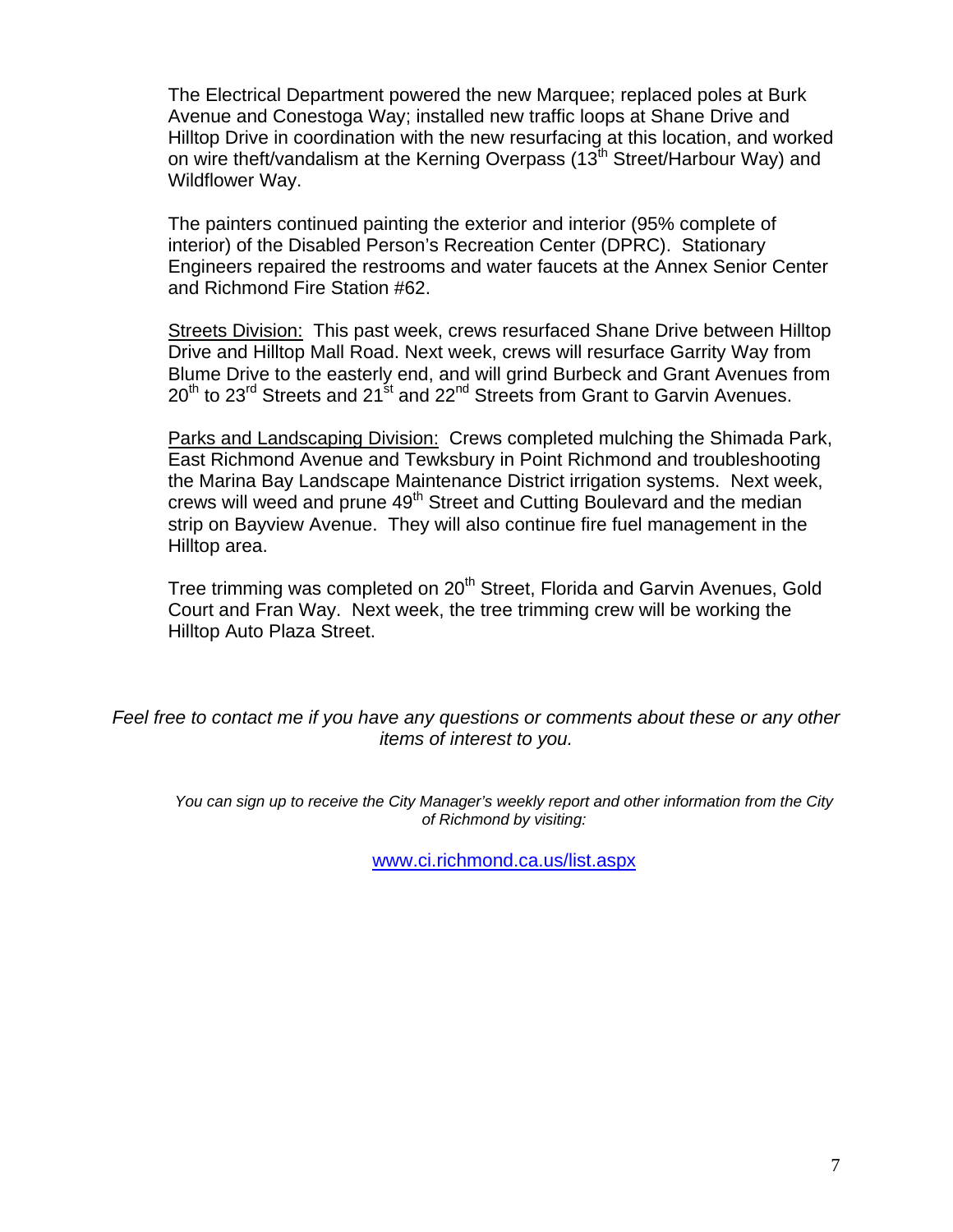The Electrical Department powered the new Marquee; replaced poles at Burk Avenue and Conestoga Way; installed new traffic loops at Shane Drive and Hilltop Drive in coordination with the new resurfacing at this location, and worked on wire theft/vandalism at the Kerning Overpass (13th Street/Harbour Way) and Wildflower Way.

The painters continued painting the exterior and interior (95% complete of interior) of the Disabled Person's Recreation Center (DPRC). Stationary Engineers repaired the restrooms and water faucets at the Annex Senior Center and Richmond Fire Station #62.

Streets Division: This past week, crews resurfaced Shane Drive between Hilltop Drive and Hilltop Mall Road. Next week, crews will resurface Garrity Way from Blume Drive to the easterly end, and will grind Burbeck and Grant Avenues from 20th to 23rd Streets and 21st and 22nd Streets from Grant to Garvin Avenues.

Parks and Landscaping Division: Crews completed mulching the Shimada Park, East Richmond Avenue and Tewksbury in Point Richmond and troubleshooting the Marina Bay Landscape Maintenance District irrigation systems. Next week, crews will weed and prune 49th Street and Cutting Boulevard and the median strip on Bayview Avenue. They will also continue fire fuel management in the Hilltop area.

Tree trimming was completed on 20th Street, Florida and Garvin Avenues, Gold Court and Fran Way. Next week, the tree trimming crew will be working the Hilltop Auto Plaza Street.

*Feel free to contact me if you have any questions or comments about these or any other items of interest to you.*

*You can sign up to receive the City Manager's weekly report and other information from the City of Richmond by visiting:*

www.ci.richmond.ca.us/list.aspx